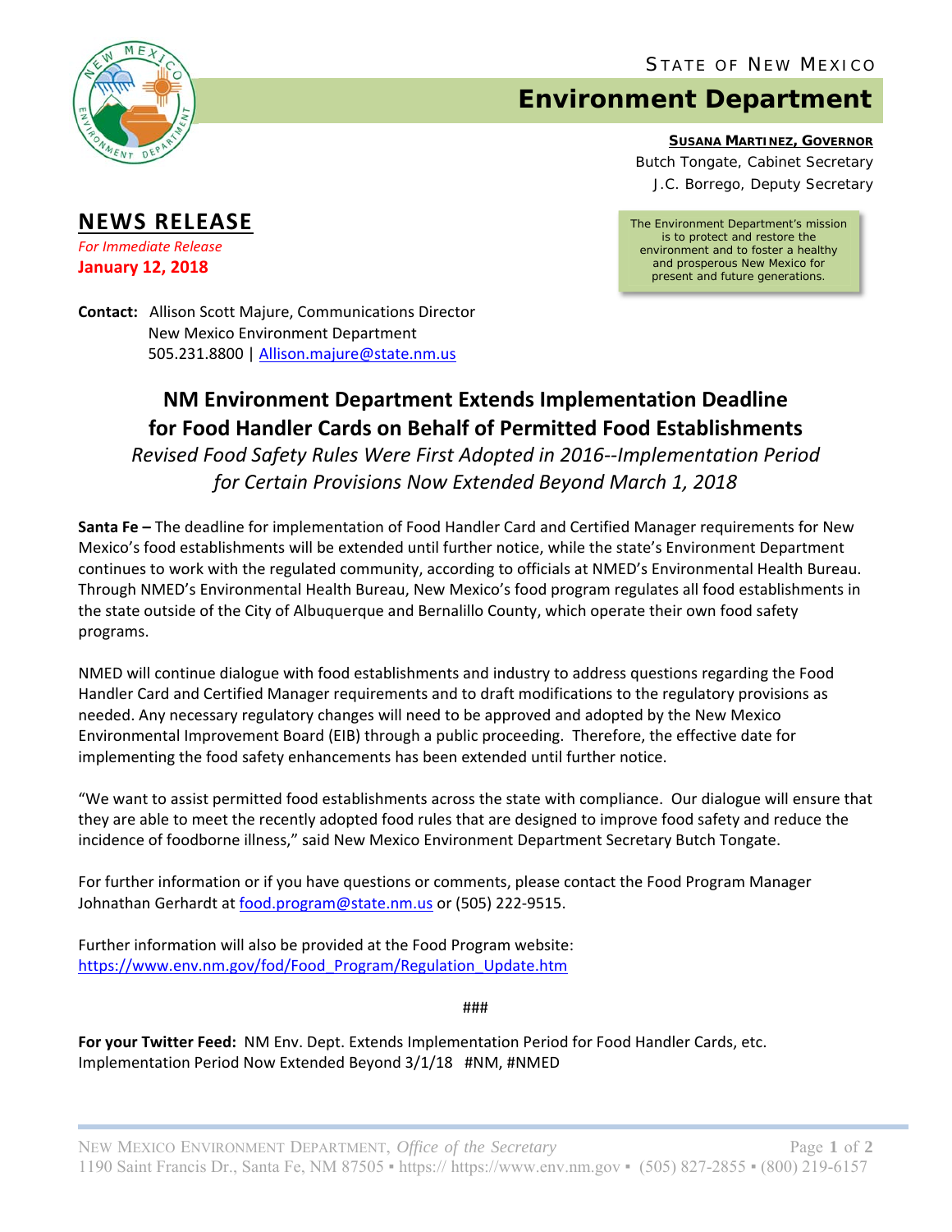STATE OF NEW MEXICO

# Environment Department

**SUSANA MARTINEZ, GOVERNOR**
Butch Tongate, Cabinet Secretary
J.C. Borrego, Deputy Secretary

The Environment Department's mission is to protect and restore the environment and to foster a healthy and prosperous New Mexico for present and future generations.

## NEWS RELEASE

*For Immediate Release*
**January 12, 2018**

**Contact:** Allison Scott Majure, Communications Director
New Mexico Environment Department
505.231.8800 | Allison.majure@state.nm.us

## NM Environment Department Extends Implementation Deadline for Food Handler Cards on Behalf of Permitted Food Establishments

*Revised Food Safety Rules Were First Adopted in 2016--Implementation Period for Certain Provisions Now Extended Beyond March 1, 2018*

**Santa Fe –** The deadline for implementation of Food Handler Card and Certified Manager requirements for New Mexico's food establishments will be extended until further notice, while the state's Environment Department continues to work with the regulated community, according to officials at NMED's Environmental Health Bureau. Through NMED's Environmental Health Bureau, New Mexico's food program regulates all food establishments in the state outside of the City of Albuquerque and Bernalillo County, which operate their own food safety programs.

NMED will continue dialogue with food establishments and industry to address questions regarding the Food Handler Card and Certified Manager requirements and to draft modifications to the regulatory provisions as needed. Any necessary regulatory changes will need to be approved and adopted by the New Mexico Environmental Improvement Board (EIB) through a public proceeding. Therefore, the effective date for implementing the food safety enhancements has been extended until further notice.

"We want to assist permitted food establishments across the state with compliance. Our dialogue will ensure that they are able to meet the recently adopted food rules that are designed to improve food safety and reduce the incidence of foodborne illness," said New Mexico Environment Department Secretary Butch Tongate.

For further information or if you have questions or comments, please contact the Food Program Manager Johnathan Gerhardt at food.program@state.nm.us or (505) 222-9515.

Further information will also be provided at the Food Program website:
https://www.env.nm.gov/fod/Food_Program/Regulation_Update.htm

###

**For your Twitter Feed:** NM Env. Dept. Extends Implementation Period for Food Handler Cards, etc. Implementation Period Now Extended Beyond 3/1/18 #NM, #NMED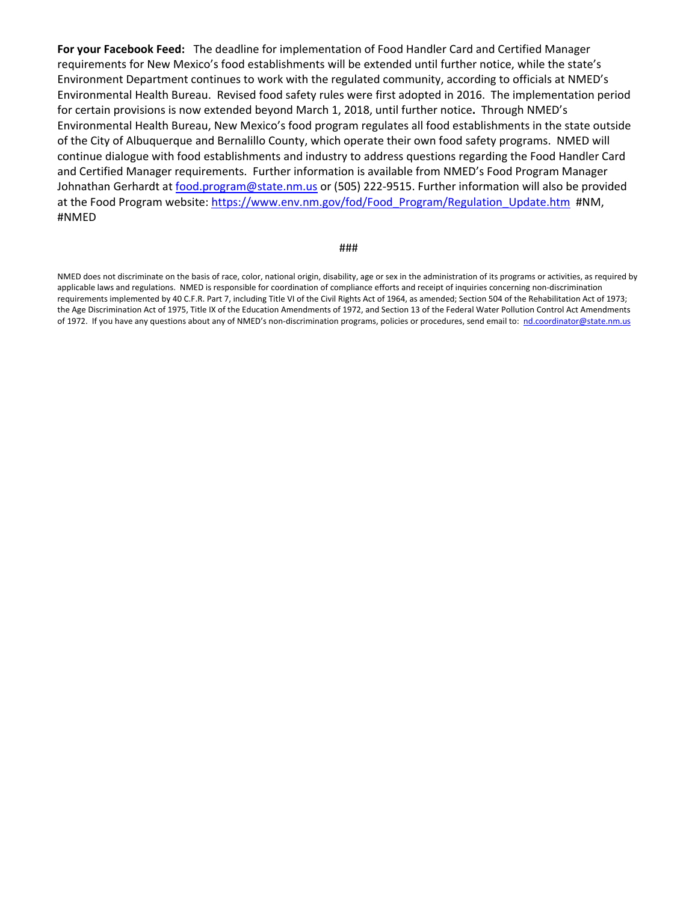**For your Facebook Feed:** The deadline for implementation of Food Handler Card and Certified Manager requirements for New Mexico's food establishments will be extended until further notice, while the state's Environment Department continues to work with the regulated community, according to officials at NMED's Environmental Health Bureau. Revised food safety rules were first adopted in 2016. The implementation period for certain provisions is now extended beyond March 1, 2018, until further notice**.** Through NMED's Environmental Health Bureau, New Mexico's food program regulates all food establishments in the state outside of the City of Albuquerque and Bernalillo County, which operate their own food safety programs. NMED will continue dialogue with food establishments and industry to address questions regarding the Food Handler Card and Certified Manager requirements. Further information is available from NMED's Food Program Manager Johnathan Gerhardt at food.program@state.nm.us or (505) 222-9515. Further information will also be provided at the Food Program website: https://www.env.nm.gov/fod/Food_Program/Regulation_Update.htm #NM, #NMED

###

NMED does not discriminate on the basis of race, color, national origin, disability, age or sex in the administration of its programs or activities, as required by applicable laws and regulations. NMED is responsible for coordination of compliance efforts and receipt of inquiries concerning non-discrimination requirements implemented by 40 C.F.R. Part 7, including Title VI of the Civil Rights Act of 1964, as amended; Section 504 of the Rehabilitation Act of 1973; the Age Discrimination Act of 1975, Title IX of the Education Amendments of 1972, and Section 13 of the Federal Water Pollution Control Act Amendments of 1972. If you have any questions about any of NMED's non-discrimination programs, policies or procedures, send email to: nd.coordinator@state.nm.us